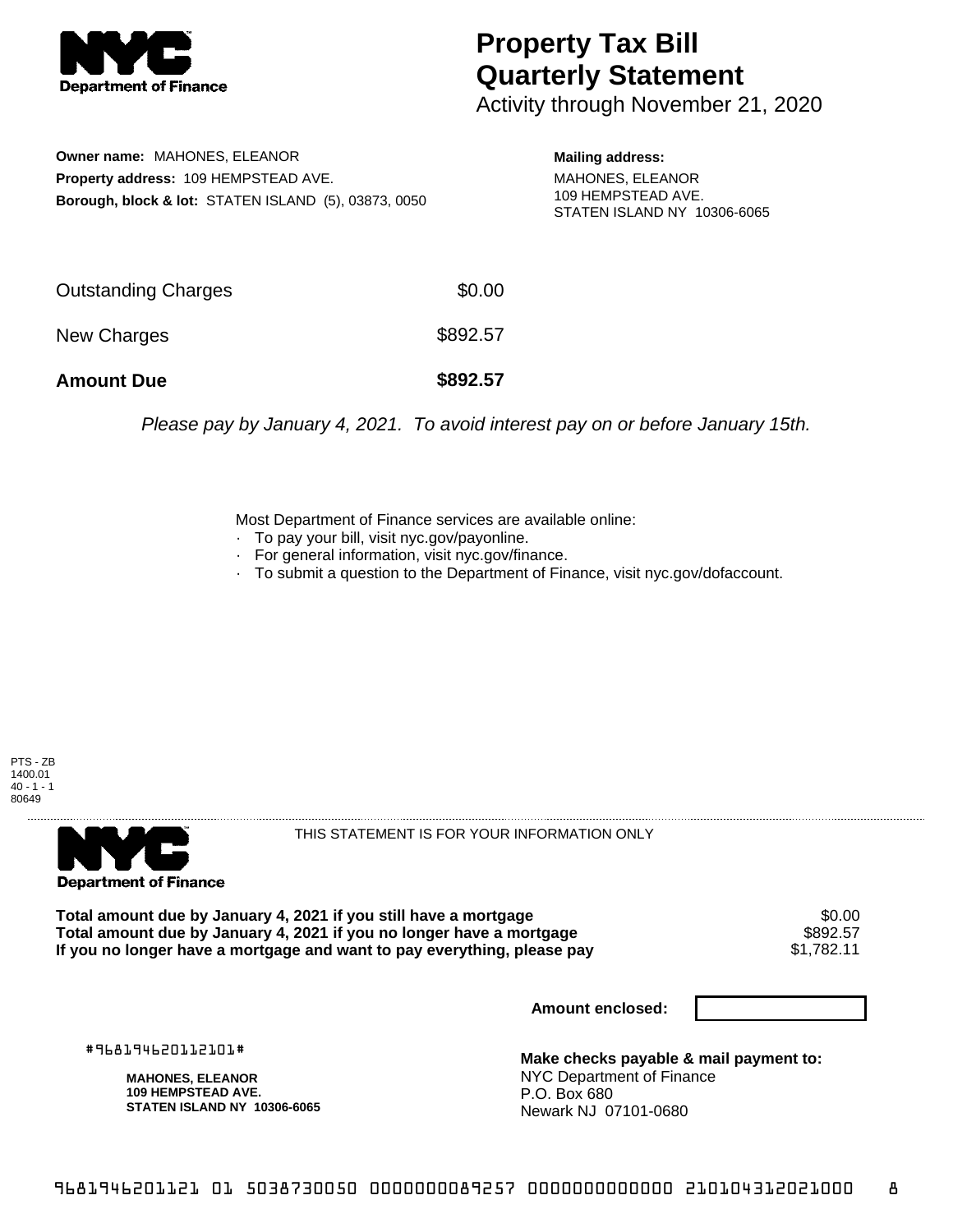# Property Tax Bill Quarterly Statement

Activity through November 21, 2020

**Owner name:** MAHONES, ELEANOR
**Property address:** 109 HEMPSTEAD AVE.
**Borough, block & lot:** STATEN ISLAND (5), 03873, 0050

**Mailing address:**
MAHONES, ELEANOR
109 HEMPSTEAD AVE.
STATEN ISLAND NY 10306-6065

| | |
|---|---|
| Outstanding Charges | $0.00 |
| New Charges | $892.57 |
| **Amount Due** | **$892.57** |

*Please pay by January 4, 2021. To avoid interest pay on or before January 15th.*

Most Department of Finance services are available online:
- To pay your bill, visit nyc.gov/payonline.
- For general information, visit nyc.gov/finance.
- To submit a question to the Department of Finance, visit nyc.gov/dofaccount.

PTS - ZB
1400.01
40 - 1 - 1
80649

THIS STATEMENT IS FOR YOUR INFORMATION ONLY

| | |
|---|---|
| **Total amount due by January 4, 2021 if you still have a mortgage** | $0.00 |
| **Total amount due by January 4, 2021 if you no longer have a mortgage** | $892.57 |
| **If you no longer have a mortgage and want to pay everything, please pay** | $1,782.11 |

**Amount enclosed:**

#968194620112101#

**MAHONES, ELEANOR**
**109 HEMPSTEAD AVE.**
**STATEN ISLAND NY 10306-6065**

**Make checks payable & mail payment to:**
NYC Department of Finance
P.O. Box 680
Newark NJ 07101-0680

9681946201121 01 5038730050 0000000089257 0000000000000 210104312021000 8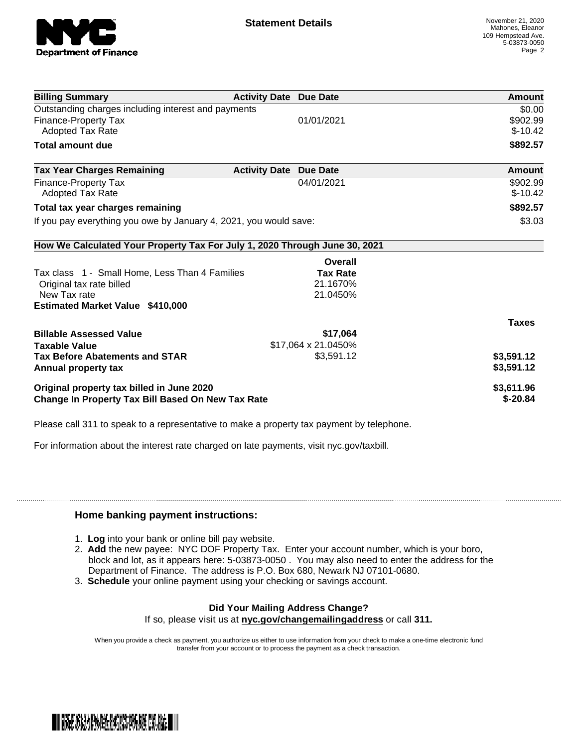# Statement Details

November 21, 2020
Mahones, Eleanor
109 Hempstead Ave.
5-03873-0050

| Billing Summary | Activity Date | Due Date | Amount |
| --- | --- | --- | --- |
| Outstanding charges including interest and payments | | | $0.00 |
| Finance-Property Tax | | 01/01/2021 | $902.99 |
| Adopted Tax Rate | | | $-10.42 |
| **Total amount due** | | | **$892.57** |

| Tax Year Charges Remaining | Activity Date | Due Date | Amount |
| --- | --- | --- | --- |
| Finance-Property Tax | | 04/01/2021 | $902.99 |
| Adopted Tax Rate | | | $-10.42 |
| **Total tax year charges remaining** | | | **$892.57** |
| If you pay everything you owe by January 4, 2021, you would save: | | | $3.03 |

**How We Calculated Your Property Tax For July 1, 2020 Through June 30, 2021**

| | Overall Tax Rate | Taxes |
| --- | --- | --- |
| Tax class 1 - Small Home, Less Than 4 Families | | |
| Original tax rate billed | 21.1670% | |
| New Tax rate | 21.0450% | |
| **Estimated Market Value $410,000** | | |
| **Billable Assessed Value** | **$17,064** | |
| **Taxable Value** | $17,064 x 21.0450% | |
| **Tax Before Abatements and STAR** | $3,591.12 | **$3,591.12** |
| **Annual property tax** | | **$3,591.12** |
| **Original property tax billed in June 2020** | | **$3,611.96** |
| **Change In Property Tax Bill Based On New Tax Rate** | | **$-20.84** |

Please call 311 to speak to a representative to make a property tax payment by telephone.

For information about the interest rate charged on late payments, visit nyc.gov/taxbill.

## Home banking payment instructions:

1. **Log** into your bank or online bill pay website.
2. **Add** the new payee: NYC DOF Property Tax. Enter your account number, which is your boro, block and lot, as it appears here: 5-03873-0050 . You may also need to enter the address for the Department of Finance. The address is P.O. Box 680, Newark NJ 07101-0680.
3. **Schedule** your online payment using your checking or savings account.

**Did Your Mailing Address Change?**

If so, please visit us at **nyc.gov/changemailingaddress** or call **311.**

When you provide a check as payment, you authorize us either to use information from your check to make a one-time electronic fund transfer from your account or to process the payment as a check transaction.